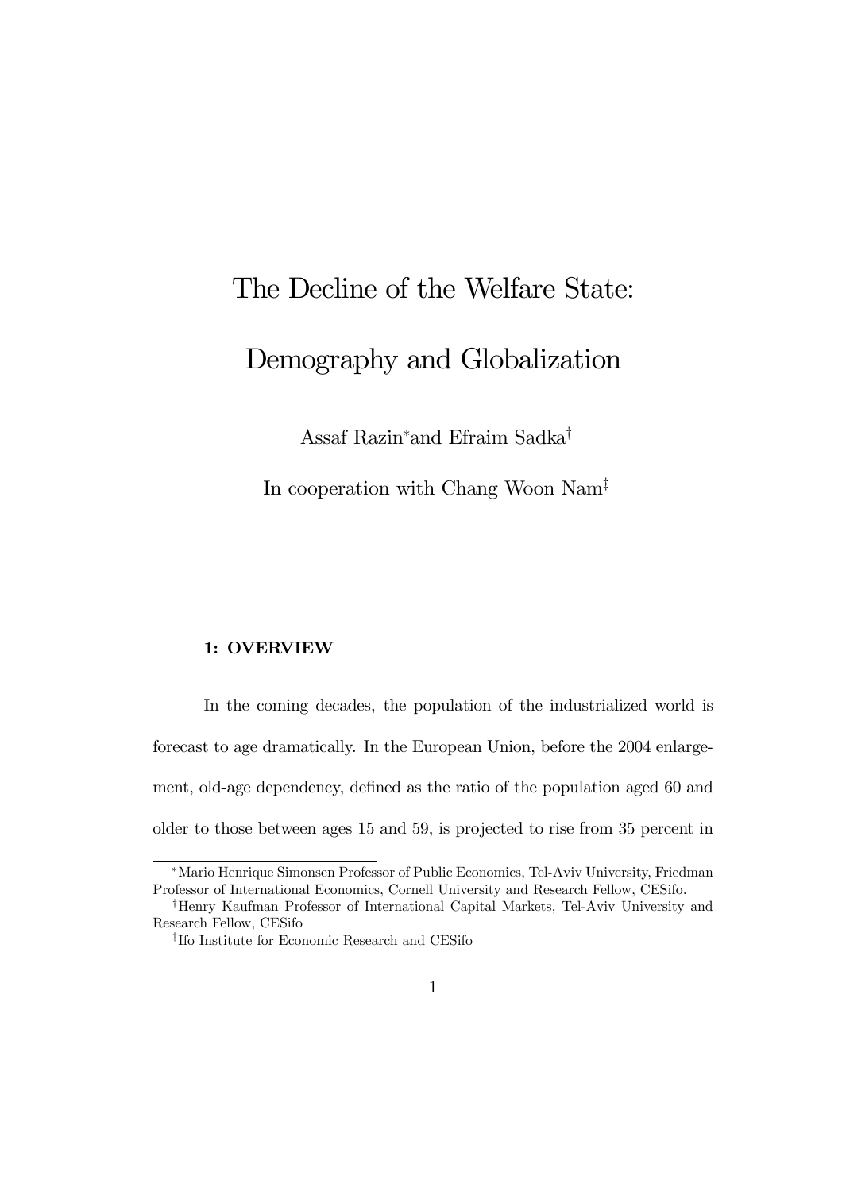# The Decline of the Welfare State: Demography and Globalization

Assaf Razin[*] and Efraim Sadka[†]

In cooperation with Chang Woon Nam[‡]

## 1: OVERVIEW

In the coming decades, the population of the industrialized world is forecast to age dramatically. In the European Union, before the 2004 enlargement, old-age dependency, defined as the ratio of the population aged 60 and older to those between ages 15 and 59, is projected to rise from 35 percent in

---

[*] Mario Henrique Simonsen Professor of Public Economics, Tel-Aviv University, Friedman Professor of International Economics, Cornell University and Research Fellow, CESifo.

[†] Henry Kaufman Professor of International Capital Markets, Tel-Aviv University and Research Fellow, CESifo

[‡] Ifo Institute for Economic Research and CESifo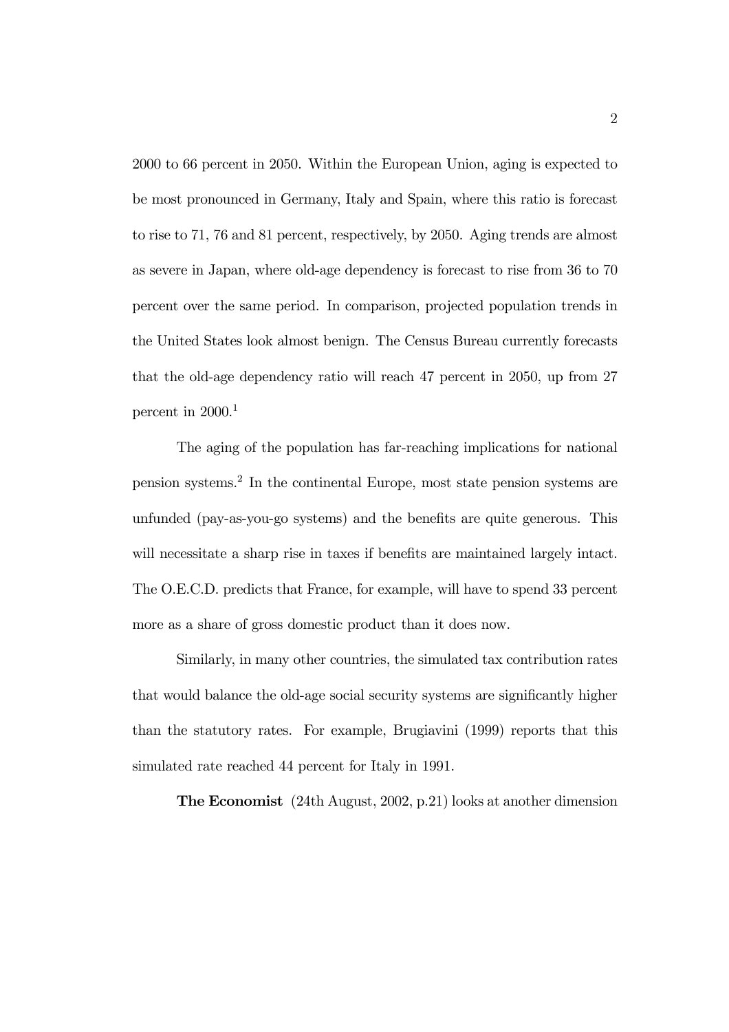2000 to 66 percent in 2050. Within the European Union, aging is expected to be most pronounced in Germany, Italy and Spain, where this ratio is forecast to rise to 71, 76 and 81 percent, respectively, by 2050. Aging trends are almost as severe in Japan, where old-age dependency is forecast to rise from 36 to 70 percent over the same period. In comparison, projected population trends in the United States look almost benign. The Census Bureau currently forecasts that the old-age dependency ratio will reach 47 percent in 2050, up from 27 percent in 2000.[1]

The aging of the population has far-reaching implications for national pension systems.[2] In the continental Europe, most state pension systems are unfunded (pay-as-you-go systems) and the benefits are quite generous. This will necessitate a sharp rise in taxes if benefits are maintained largely intact. The O.E.C.D. predicts that France, for example, will have to spend 33 percent more as a share of gross domestic product than it does now.

Similarly, in many other countries, the simulated tax contribution rates that would balance the old-age social security systems are significantly higher than the statutory rates. For example, Brugiavini (1999) reports that this simulated rate reached 44 percent for Italy in 1991.

**The Economist** (24th August, 2002, p.21) looks at another dimension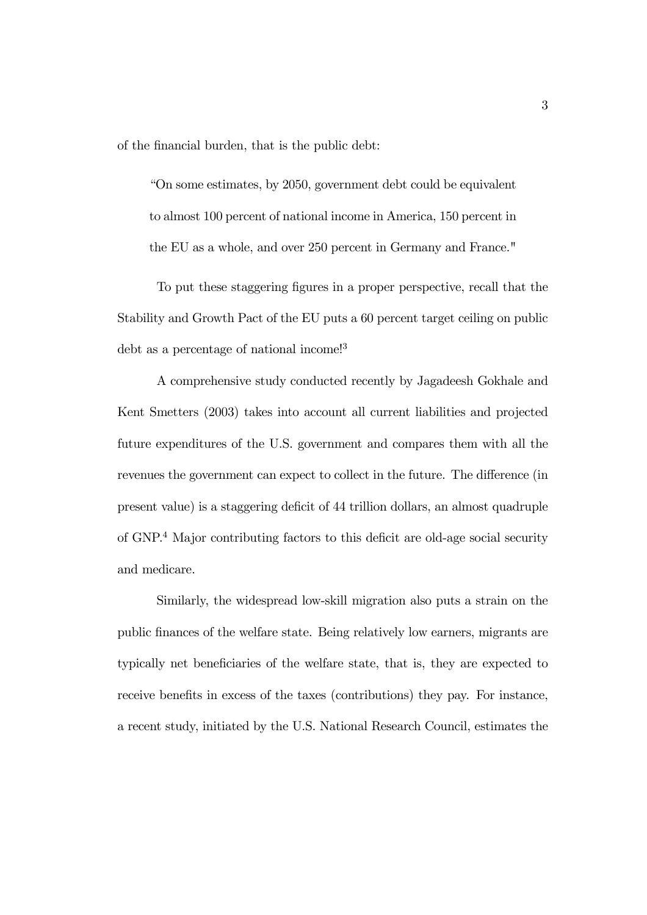of the financial burden, that is the public debt:

> "On some estimates, by 2050, government debt could be equivalent to almost 100 percent of national income in America, 150 percent in the EU as a whole, and over 250 percent in Germany and France."

To put these staggering figures in a proper perspective, recall that the Stability and Growth Pact of the EU puts a 60 percent target ceiling on public debt as a percentage of national income![3]

A comprehensive study conducted recently by Jagadeesh Gokhale and Kent Smetters (2003) takes into account all current liabilities and projected future expenditures of the U.S. government and compares them with all the revenues the government can expect to collect in the future. The difference (in present value) is a staggering deficit of 44 trillion dollars, an almost quadruple of GNP.[4] Major contributing factors to this deficit are old-age social security and medicare.

Similarly, the widespread low-skill migration also puts a strain on the public finances of the welfare state. Being relatively low earners, migrants are typically net beneficiaries of the welfare state, that is, they are expected to receive benefits in excess of the taxes (contributions) they pay. For instance, a recent study, initiated by the U.S. National Research Council, estimates the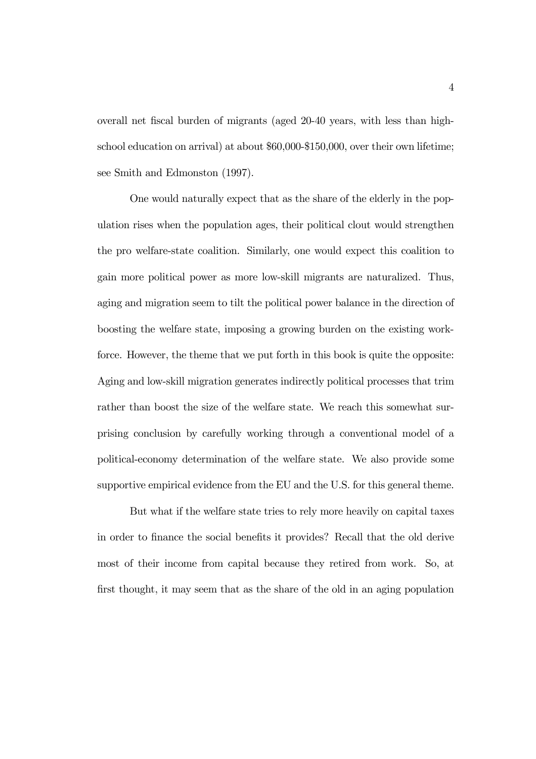overall net fiscal burden of migrants (aged 20-40 years, with less than high-school education on arrival) at about \$60,000-\$150,000, over their own lifetime; see Smith and Edmonston (1997).

One would naturally expect that as the share of the elderly in the population rises when the population ages, their political clout would strengthen the pro welfare-state coalition. Similarly, one would expect this coalition to gain more political power as more low-skill migrants are naturalized. Thus, aging and migration seem to tilt the political power balance in the direction of boosting the welfare state, imposing a growing burden on the existing workforce. However, the theme that we put forth in this book is quite the opposite: Aging and low-skill migration generates indirectly political processes that trim rather than boost the size of the welfare state. We reach this somewhat surprising conclusion by carefully working through a conventional model of a political-economy determination of the welfare state. We also provide some supportive empirical evidence from the EU and the U.S. for this general theme.

But what if the welfare state tries to rely more heavily on capital taxes in order to finance the social benefits it provides? Recall that the old derive most of their income from capital because they retired from work. So, at first thought, it may seem that as the share of the old in an aging population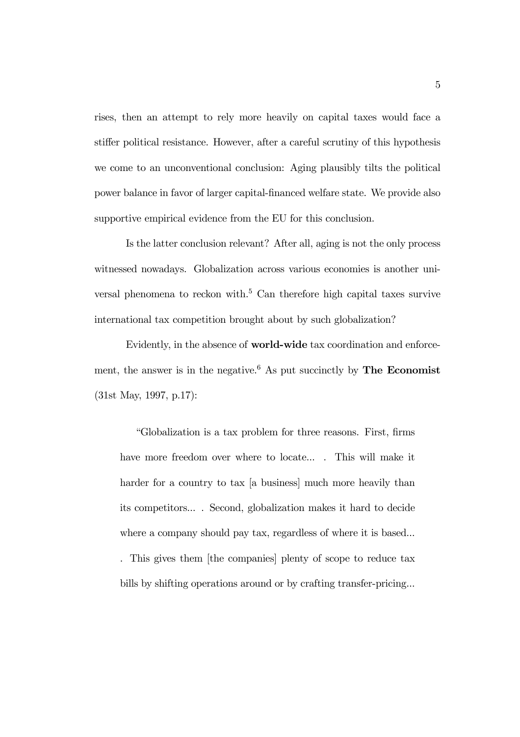rises, then an attempt to rely more heavily on capital taxes would face a stiffer political resistance. However, after a careful scrutiny of this hypothesis we come to an unconventional conclusion: Aging plausibly tilts the political power balance in favor of larger capital-financed welfare state. We provide also supportive empirical evidence from the EU for this conclusion.

Is the latter conclusion relevant? After all, aging is not the only process witnessed nowadays. Globalization across various economies is another universal phenomena to reckon with.[5] Can therefore high capital taxes survive international tax competition brought about by such globalization?

Evidently, in the absence of **world-wide** tax coordination and enforcement, the answer is in the negative.[6] As put succinctly by **The Economist** (31st May, 1997, p.17):

> "Globalization is a tax problem for three reasons. First, firms have more freedom over where to locate... . This will make it harder for a country to tax [a business] much more heavily than its competitors... . Second, globalization makes it hard to decide where a company should pay tax, regardless of where it is based... . This gives them [the companies] plenty of scope to reduce tax bills by shifting operations around or by crafting transfer-pricing...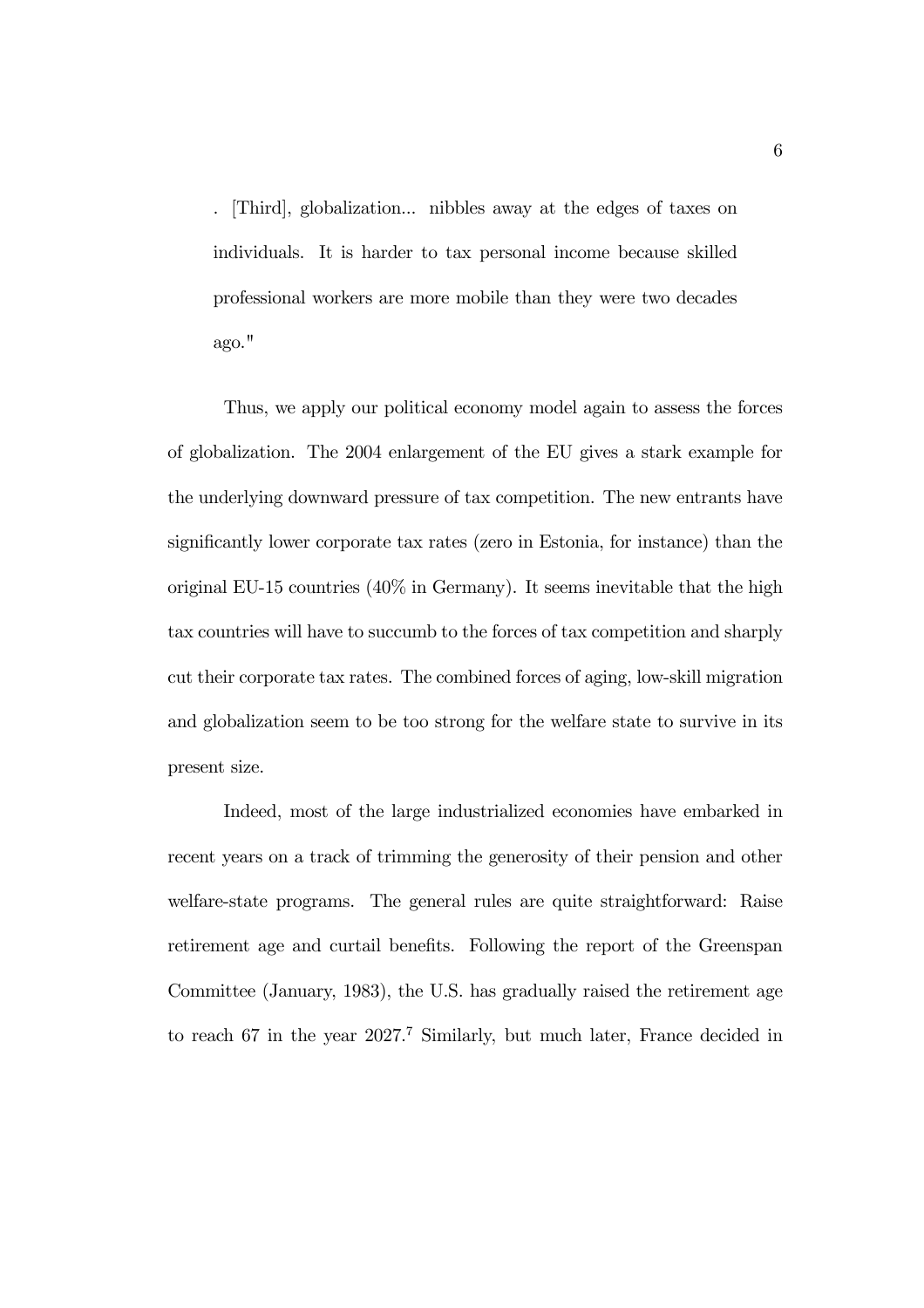. [Third], globalization... nibbles away at the edges of taxes on individuals. It is harder to tax personal income because skilled professional workers are more mobile than they were two decades ago."

Thus, we apply our political economy model again to assess the forces of globalization. The 2004 enlargement of the EU gives a stark example for the underlying downward pressure of tax competition. The new entrants have significantly lower corporate tax rates (zero in Estonia, for instance) than the original EU-15 countries (40% in Germany). It seems inevitable that the high tax countries will have to succumb to the forces of tax competition and sharply cut their corporate tax rates. The combined forces of aging, low-skill migration and globalization seem to be too strong for the welfare state to survive in its present size.

Indeed, most of the large industrialized economies have embarked in recent years on a track of trimming the generosity of their pension and other welfare-state programs. The general rules are quite straightforward: Raise retirement age and curtail benefits. Following the report of the Greenspan Committee (January, 1983), the U.S. has gradually raised the retirement age to reach 67 in the year 2027.[7] Similarly, but much later, France decided in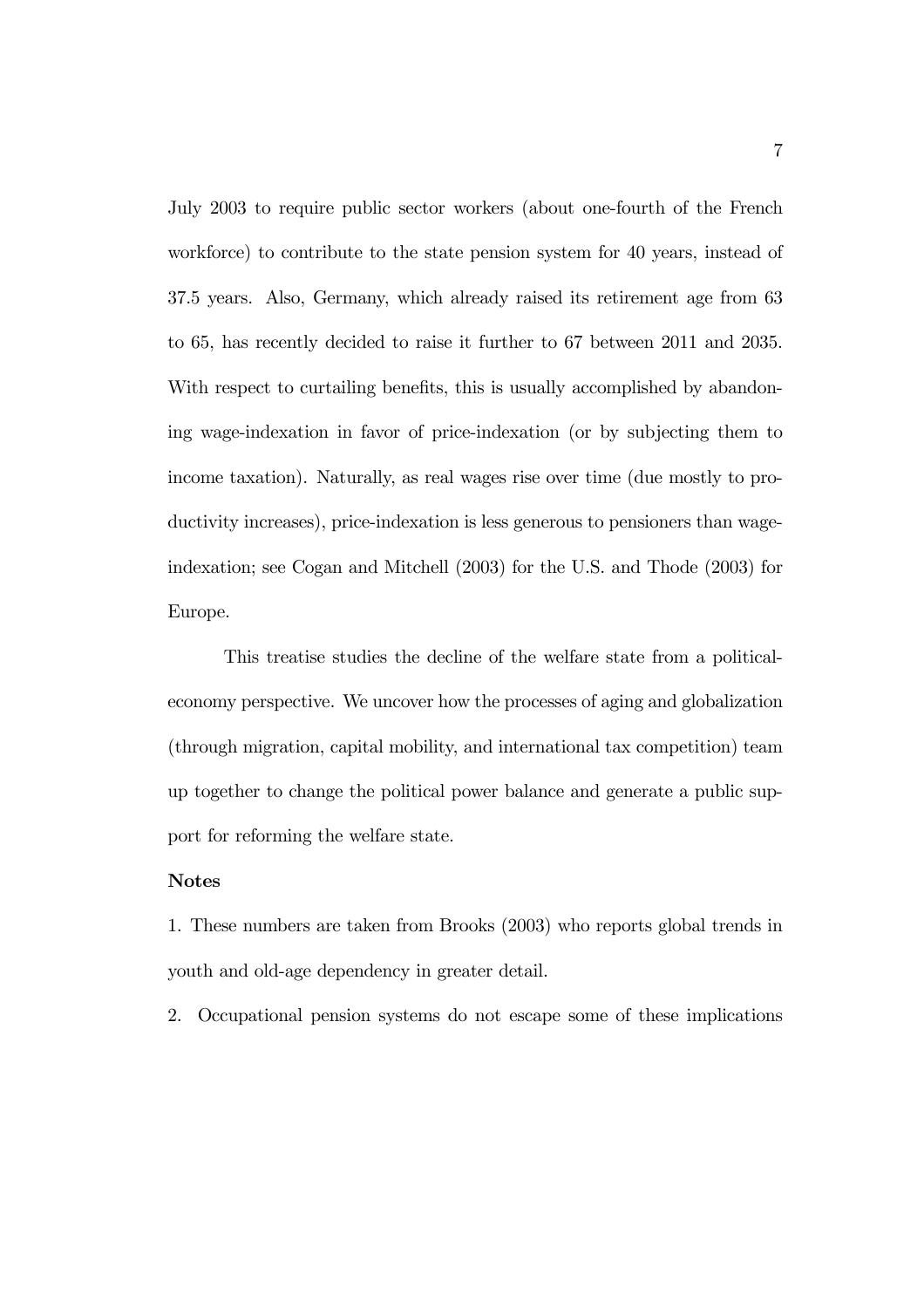July 2003 to require public sector workers (about one-fourth of the French workforce) to contribute to the state pension system for 40 years, instead of 37.5 years. Also, Germany, which already raised its retirement age from 63 to 65, has recently decided to raise it further to 67 between 2011 and 2035. With respect to curtailing benefits, this is usually accomplished by abandoning wage-indexation in favor of price-indexation (or by subjecting them to income taxation). Naturally, as real wages rise over time (due mostly to productivity increases), price-indexation is less generous to pensioners than wage-indexation; see Cogan and Mitchell (2003) for the U.S. and Thode (2003) for Europe.

This treatise studies the decline of the welfare state from a political-economy perspective. We uncover how the processes of aging and globalization (through migration, capital mobility, and international tax competition) team up together to change the political power balance and generate a public support for reforming the welfare state.

**Notes**

1. These numbers are taken from Brooks (2003) who reports global trends in youth and old-age dependency in greater detail.

2. Occupational pension systems do not escape some of these implications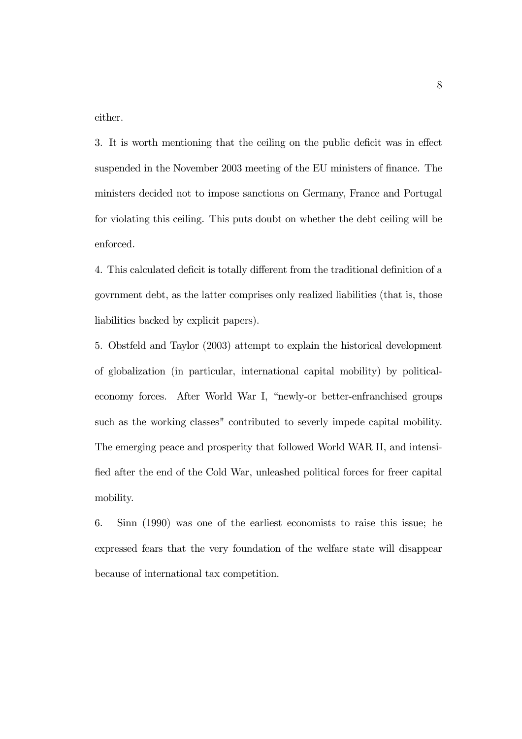either.

3. It is worth mentioning that the ceiling on the public deficit was in effect suspended in the November 2003 meeting of the EU ministers of finance. The ministers decided not to impose sanctions on Germany, France and Portugal for violating this ceiling. This puts doubt on whether the debt ceiling will be enforced.

4. This calculated deficit is totally different from the traditional definition of a govrnment debt, as the latter comprises only realized liabilities (that is, those liabilities backed by explicit papers).

5. Obstfeld and Taylor (2003) attempt to explain the historical development of globalization (in particular, international capital mobility) by political-economy forces. After World War I, "newly-or better-enfranchised groups such as the working classes" contributed to severly impede capital mobility. The emerging peace and prosperity that followed World WAR II, and intensified after the end of the Cold War, unleashed political forces for freer capital mobility.

6. Sinn (1990) was one of the earliest economists to raise this issue; he expressed fears that the very foundation of the welfare state will disappear because of international tax competition.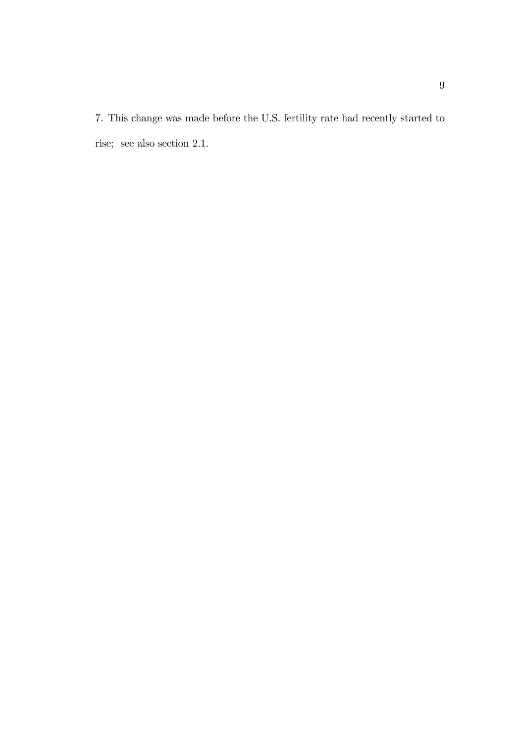7. This change was made before the U.S. fertility rate had recently started to rise; see also section 2.1.